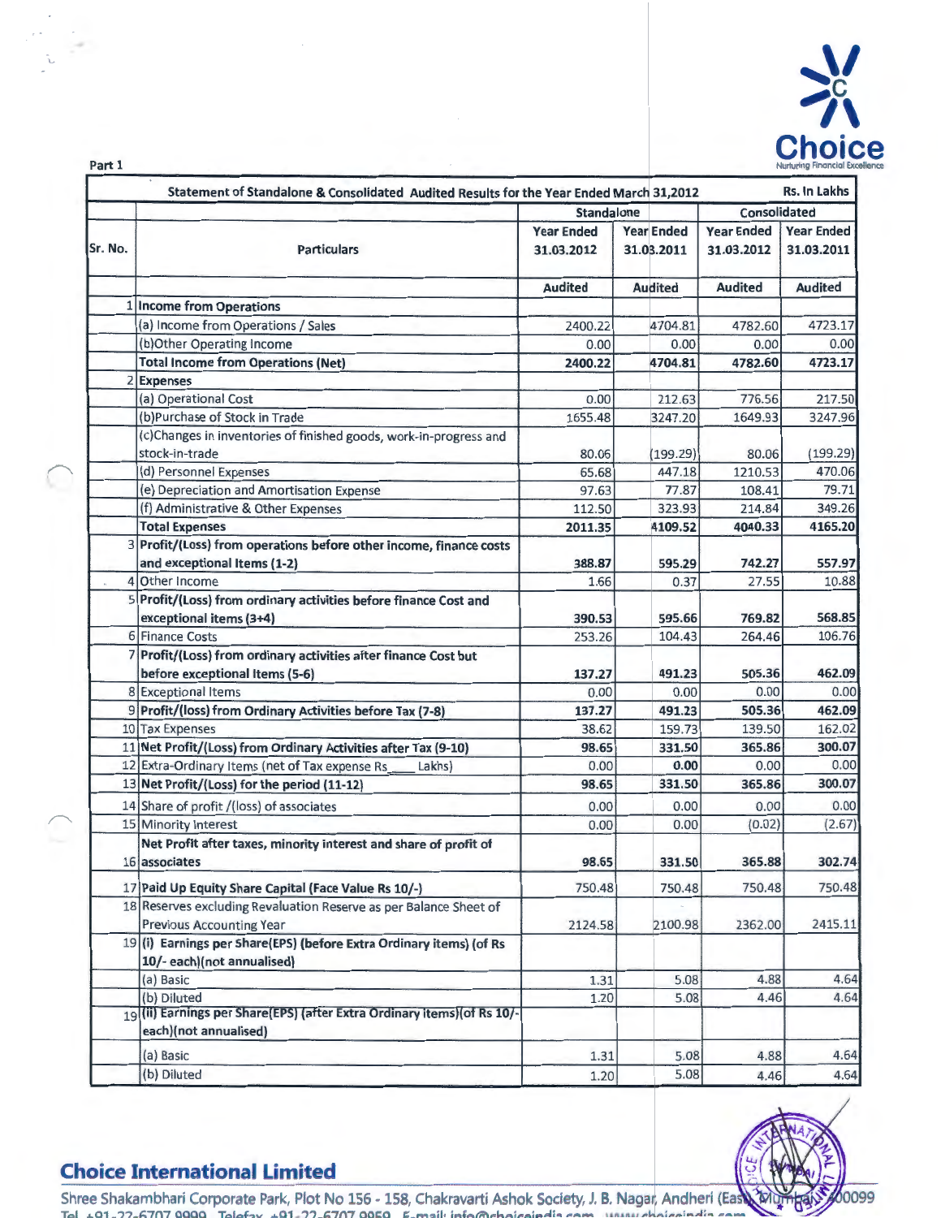Part 1

| Sr. No. | Particulars | Standalone | | Consolidated | |
|---|---|---|---|---|---|
| | **Statement of Standalone & Consolidated Audited Results for the Year Ended March 31,2012** | | | | **Rs. In Lakhs** |
| | | Year Ended 31.03.2012 | Year Ended 31.03.2011 | Year Ended 31.03.2012 | Year Ended 31.03.2011 |
| | | Audited | Audited | Audited | Audited |
| 1 | **Income from Operations** | | | | |
| | (a) Income from Operations / Sales | 2400.22 | 4704.81 | 4782.60 | 4723.17 |
| | (b)Other Operating Income | 0.00 | 0.00 | 0.00 | 0.00 |
| | **Total Income from Operations (Net)** | **2400.22** | **4704.81** | **4782.60** | **4723.17** |
| 2 | **Expenses** | | | | |
| | (a) Operational Cost | 0.00 | 212.63 | 776.56 | 217.50 |
| | (b)Purchase of Stock in Trade | 1655.48 | 3247.20 | 1649.93 | 3247.96 |
| | (c)Changes in inventories of finished goods, work-in-progress and stock-in-trade | 80.06 | (199.29) | 80.06 | (199.29) |
| | (d) Personnel Expenses | 65.68 | 447.18 | 1210.53 | 470.06 |
| | (e) Depreciation and Amortisation Expense | 97.63 | 77.87 | 108.41 | 79.71 |
| | (f) Administrative & Other Expenses | 112.50 | 323.93 | 214.84 | 349.26 |
| | **Total Expenses** | **2011.35** | **4109.52** | **4040.33** | **4165.20** |
| 3 | **Profit/(Loss) from operations before other income, finance costs and exceptional Items (1-2)** | **388.87** | **595.29** | **742.27** | **557.97** |
| 4 | Other Income | 1.66 | 0.37 | 27.55 | 10.88 |
| 5 | **Profit/(Loss) from ordinary activities before finance Cost and exceptional items (3+4)** | **390.53** | **595.66** | **769.82** | **568.85** |
| 6 | Finance Costs | 253.26 | 104.43 | 264.46 | 106.76 |
| 7 | **Profit/(Loss) from ordinary activities after finance Cost but before exceptional Items (5-6)** | **137.27** | **491.23** | **505.36** | **462.09** |
| 8 | Exceptional Items | 0.00 | 0.00 | 0.00 | 0.00 |
| 9 | **Profit/(loss) from Ordinary Activities before Tax (7-8)** | **137.27** | **491.23** | **505.36** | **462.09** |
| 10 | Tax Expenses | 38.62 | 159.73 | 139.50 | 162.02 |
| 11 | **Net Profit/(Loss) from Ordinary Activities after Tax (9-10)** | **98.65** | **331.50** | **365.86** | **300.07** |
| 12 | Extra-Ordinary Items (net of Tax expense Rs____ Lakhs) | 0.00 | **0.00** | 0.00 | 0.00 |
| 13 | **Net Profit/(Loss) for the period (11-12)** | **98.65** | **331.50** | **365.86** | **300.07** |
| 14 | Share of profit /(loss) of associates | 0.00 | 0.00 | 0.00 | 0.00 |
| 15 | Minority Interest | 0.00 | 0.00 | (0.02) | (2.67) |
| 16 | **Net Profit after taxes, minority interest and share of profit of associates** | **98.65** | **331.50** | **365.88** | **302.74** |
| 17 | **Paid Up Equity Share Capital (Face Value Rs 10/-)** | 750.48 | 750.48 | 750.48 | 750.48 |
| 18 | Reserves excluding Revaluation Reserve as per Balance Sheet of Previous Accounting Year | 2124.58 | 2100.98 | 2362.00 | 2415.11 |
| 19 | **(i) Earnings per Share(EPS) (before Extra Ordinary items) (of Rs 10/- each)(not annualised)** | | | | |
| | (a) Basic | 1.31 | 5.08 | 4.88 | 4.64 |
| | (b) Diluted | 1.20 | 5.08 | 4.46 | 4.64 |
| 19 | **(ii) Earnings per Share(EPS) (after Extra Ordinary items)(of Rs 10/- each)(not annualised)** | | | | |
| | (a) Basic | 1.31 | 5.08 | 4.88 | 4.64 |
| | (b) Diluted | 1.20 | 5.08 | 4.46 | 4.64 |

## Choice International Limited

Shree Shakambhari Corporate Park, Plot No 156 - 158, Chakravarti Ashok Society, J. B. Nagar, Andheri (East), Mumbai 400099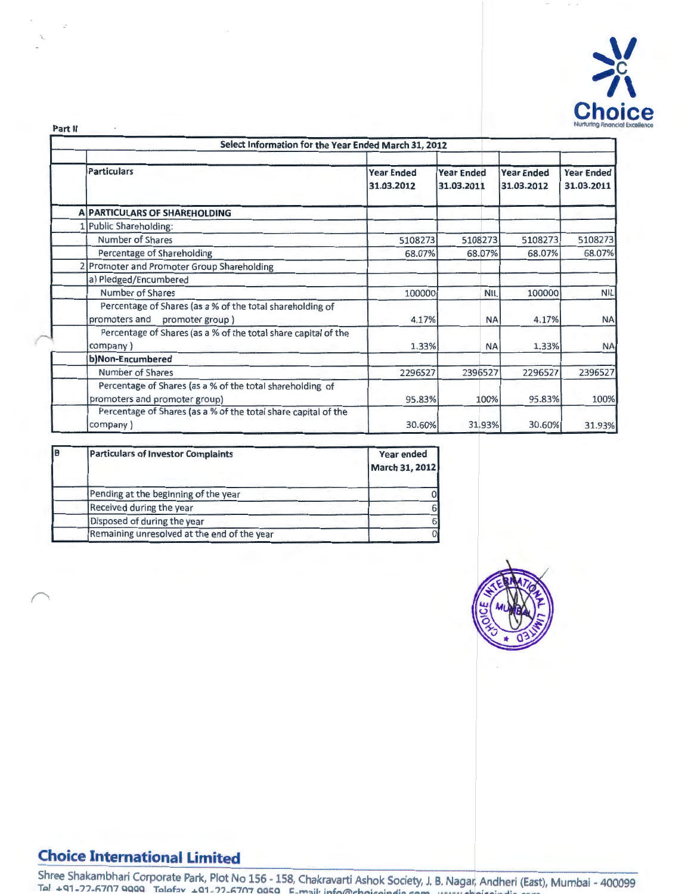Part II

| | Particulars | Year Ended 31.03.2012 | Year Ended 31.03.2011 | Year Ended 31.03.2012 | Year Ended 31.03.2011 |
|---|---|---|---|---|---|
| | **Select Information for the Year Ended March 31, 2012** | | | | |
| **A** | **PARTICULARS OF SHAREHOLDING** | | | | |
| 1 | Public Shareholding: | | | | |
| | Number of Shares | 5108273 | 5108273 | 5108273 | 5108273 |
| | Percentage of Shareholding | 68.07% | 68.07% | 68.07% | 68.07% |
| 2 | Promoter and Promoter Group Shareholding | | | | |
| | a) Pledged/Encumbered | | | | |
| | Number of Shares | 100000 | NIL | 100000 | NIL |
| | Percentage of Shares (as a % of the total shareholding of promoters and promoter group ) | 4.17% | NA | 4.17% | NA |
| | Percentage of Shares (as a % of the total share capital of the company ) | 1.33% | NA | 1.33% | NA |
| | **b)Non-Encumbered** | | | | |
| | Number of Shares | 2296527 | 2396527 | 2296527 | 2396527 |
| | Percentage of Shares (as a % of the total shareholding of promoters and promoter group) | 95.83% | 100% | 95.83% | 100% |
| | Percentage of Shares (as a % of the total share capital of the company ) | 30.60% | 31.93% | 30.60% | 31.93% |

| B | Particulars of Investor Complaints | Year ended March 31, 2012 |
|---|---|---|
| | Pending at the beginning of the year | 0 |
| | Received during the year | 6 |
| | Disposed of during the year | 6 |
| | Remaining unresolved at the end of the year | 0 |

**Choice International Limited**

Shree Shakambhari Corporate Park, Plot No 156 - 158, Chakravarti Ashok Society, J. B. Nagar, Andheri (East), Mumbai - 400099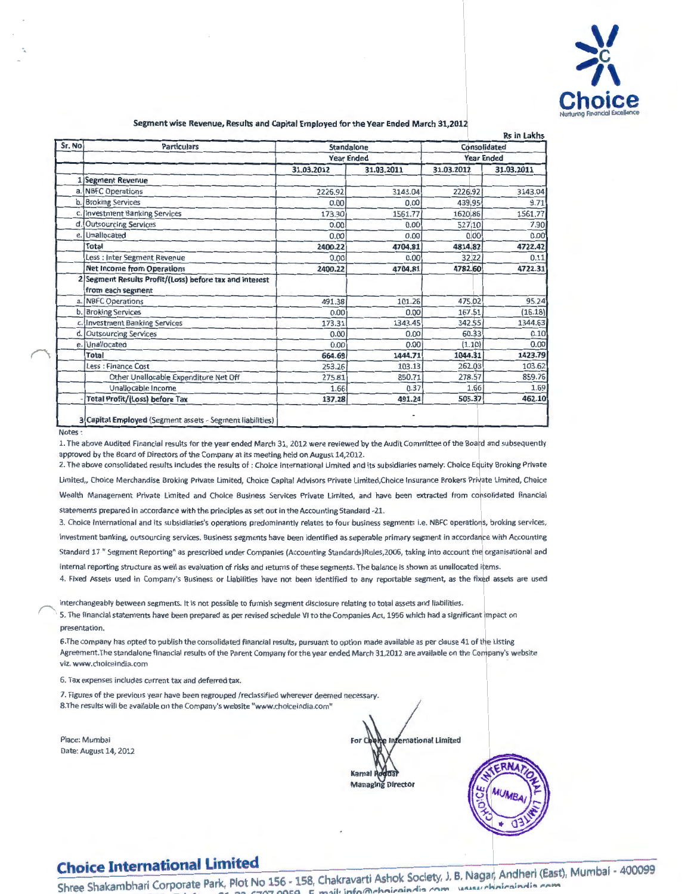Segment wise Revenue, Results and Capital Employed for the Year Ended March 31,2012

Rs in Lakhs

| Sr. No | Particulars | Standalone | | Consolidated | |
|---|---|---|---|---|---|
| | | Year Ended | | Year Ended | |
| | | 31.03.2012 | 31.03.2011 | 31.03.2012 | 31.03.2011 |
| 1 | Segment Revenue | | | | |
| a. | NBFC Operations | 2226.92 | 3143.04 | 2226.92 | 3143.04 |
| b. | Broking Services | 0.00 | 0.00 | 439.95 | 9.71 |
| c. | Investment Banking Services | 173.30 | 1561.77 | 1620.86 | 1561.77 |
| d. | Outsourcing Services | 0.00 | 0.00 | 527.10 | 7.90 |
| e. | Unallocated | 0.00 | 0.00 | 0.00 | 0.00 |
| | **Total** | **2400.22** | **4704.81** | **4814.82** | **4722.42** |
| | Less : Inter Segment Revenue | 0.00 | 0.00 | 32.22 | 0.11 |
| | **Net Income from Operations** | **2400.22** | **4704.81** | **4782.60** | **4722.31** |
| 2 | **Segment Results Profit/(Loss) before tax and interest from each segment** | | | | |
| a. | NBFC Operations | 491.38 | 101.26 | 475.02 | 95.24 |
| b. | Broking Services | 0.00 | 0.00 | 167.51 | (16.18) |
| c. | Investment Banking Services | 173.31 | 1343.45 | 342.55 | 1344.63 |
| d. | Outsourcing Services | 0.00 | 0.00 | 60.33 | 0.10 |
| e. | Unallocated | 0.00 | 0.00 | (1.10) | 0.00 |
| | **Total** | **664.69** | **1444.71** | **1044.31** | **1423.79** |
| | Less : Finance Cost | 253.26 | 103.13 | 262.03 | 103.62 |
| | Other Unallocable Expenditure Net Off | 275.81 | 850.71 | 278.57 | 859.76 |
| | Unallocable Income | 1.66 | 0.37 | 1.66 | 1.69 |
| - | **Total Profit/(Loss) before Tax** | **137.28** | **491.24** | **505.37** | **462.10** |
| 3 | **Capital Employed** (Segment assets - Segment liabilities) | | - | | |

Notes :

1. The above Audited Financial results for the year ended March 31, 2012 were reviewed by the Audit Committee of the Board and subsequently approved by the Board of Directors of the Company at its meeting held on August 14,2012.

2. The above consolidated results includes the results of : Choice International Limited and its subsidiaries namely: Choice Equity Broking Private Limited,, Choice Merchandise Broking Private Limited, Choice Capital Advisors Private Limited,Choice Insurance Brokers Private Limited, Choice Wealth Management Private Limited and Choice Business Services Private Limited, and have been extracted from consolidated financial statements prepared in accordance with the principles as set out in the Accounting Standard -21.

3. Choice International and its subsidiaries's operations predominantly relates to four business segments i.e. NBFC operations, broking services, investment banking, outsourcing services. Business segments have been identified as seperable primary segment in accordance with Accounting Standard 17 " Segment Reporting" as prescribed under Companies (Accounting Standards)Rules,2006, taking into account the organisational and internal reporting structure as well as evaluation of risks and returns of these segments. The balance is shown as unallocated items.

4. Fixed Assets used in Company's Business or Liabilities have not been identified to any reportable segment, as the fixed assets are used interchangeably between segments. It is not possible to furnish segment disclosure relating to total assets and liabilities.

5. The financial statements have been prepared as per revised schedule VI to the Companies Act, 1956 which had a significant impact on presentation.

6.The company has opted to publish the consolidated financial results, pursuant to option made available as per clause 41 of the Listing Agreement.The standalone financial results of the Parent Company for the year ended March 31,2012 are available on the Company's website viz. www.choiceindia.com

6. Tax expenses includes current tax and deferred tax.

7. Figures of the previous year have been regrouped /reclassified wherever deemed necessary.

8.The results will be available on the Company's website "www.choiceindia.com"

Place: Mumbai
Date: August 14, 2012

For Choice International Limited

Kamal Poddar
Managing Director

**Choice International Limited**

Shree Shakambhari Corporate Park, Plot No 156 - 158, Chakravarti Ashok Society, J. B. Nagar, Andheri (East), Mumbai - 400099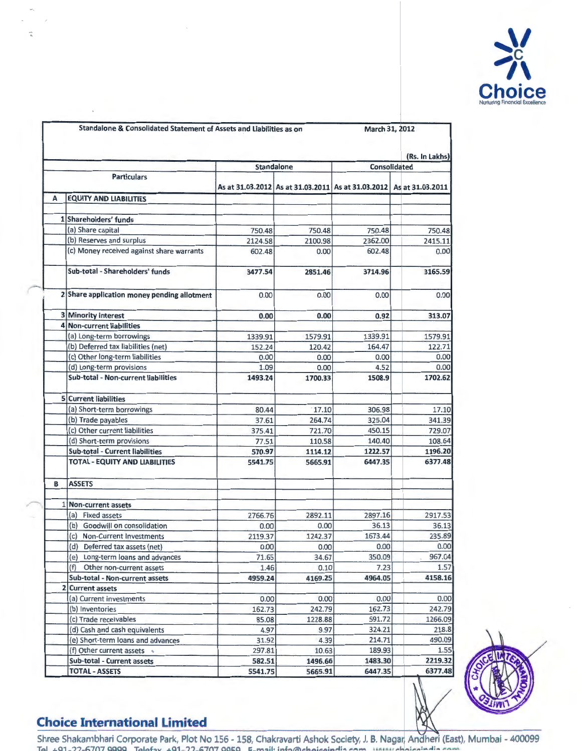Choice
Nurturing Financial Excellence

| | | | | | |
|---|---|---|---|---|---|
| | **Standalone & Consolidated Statement of Assets and Liabilities as on** | | | **March 31, 2012** | |
| | | | | | **(Rs. In Lakhs)** |
| | **Particulars** | **Standalone** | | **Consolidated** | |
| | | **As at 31.03.2012** | **As at 31.03.2011** | **As at 31.03.2012** | **As at 31.03.2011** |
| **A** | **EQUITY AND LIABILITIES** | | | | |
| **1** | **Shareholders' funds** | | | | |
| | (a) Share capital | 750.48 | 750.48 | 750.48 | 750.48 |
| | (b) Reserves and surplus | 2124.58 | 2100.98 | 2362.00 | 2415.11 |
| | (c) Money received against share warrants | 602.48 | 0.00 | 602.48 | 0.00 |
| | **Sub-total - Shareholders' funds** | **3477.54** | **2851.46** | **3714.96** | **3165.59** |
| **2** | **Share application money pending allotment** | 0.00 | 0.00 | 0.00 | 0.00 |
| **3** | **Minority interest** | **0.00** | **0.00** | **0.92** | **313.07** |
| **4** | **Non-current liabilities** | | | | |
| | (a) Long-term borrowings | 1339.91 | 1579.91 | 1339.91 | 1579.91 |
| | (b) Deferred tax liabilities (net) | 152.24 | 120.42 | 164.47 | 122.71 |
| | (c) Other long-term liabilities | 0.00 | 0.00 | 0.00 | 0.00 |
| | (d) Long-term provisions | 1.09 | 0.00 | 4.52 | 0.00 |
| | **Sub-total - Non-current liabilities** | **1493.24** | **1700.33** | **1508.9** | **1702.62** |
| **5** | **Current liabilities** | | | | |
| | (a) Short-term borrowings | 80.44 | 17.10 | 306.98 | 17.10 |
| | (b) Trade payables | 37.61 | 264.74 | 325.04 | 341.39 |
| | (c) Other current liabilities | 375.41 | 721.70 | 450.15 | 729.07 |
| | (d) Short-term provisions | 77.51 | 110.58 | 140.40 | 108.64 |
| | **Sub-total - Current liabilities** | **570.97** | **1114.12** | **1222.57** | **1196.20** |
| | **TOTAL - EQUITY AND LIABILITIES** | **5541.75** | **5665.91** | **6447.35** | **6377.48** |
| **B** | **ASSETS** | | | | |
| **1** | **Non-current assets** | | | | |
| | (a) Fixed assets | 2766.76 | 2892.11 | 2897.16 | 2917.53 |
| | (b) Goodwill on consolidation | 0.00 | 0.00 | 36.13 | 36.13 |
| | (c) Non-Current Investments | 2119.37 | 1242.37 | 1673.44 | 235.89 |
| | (d) Deferred tax assets (net) | 0.00 | 0.00 | 0.00 | 0.00 |
| | (e) Long-term loans and advances | 71.65 | 34.67 | 350.09 | 967.04 |
| | (f) Other non-current assets | 1.46 | 0.10 | 7.23 | 1.57 |
| | **Sub-total - Non-current assets** | **4959.24** | **4169.25** | **4964.05** | **4158.16** |
| **2** | **Current assets** | | | | |
| | (a) Current investments | 0.00 | 0.00 | 0.00 | 0.00 |
| | (b) Inventories | 162.73 | 242.79 | 162.73 | 242.79 |
| | (c) Trade receivables | 85.08 | 1228.88 | 591.72 | 1266.09 |
| | (d) Cash and cash equivalents | 4.97 | 9.97 | 324.21 | 218.8 |
| | (e) Short-term loans and advances | 31.92 | 4.39 | 214.71 | 490.09 |
| | (f) Other current assets | 297.81 | 10.63 | 189.93 | 1.55 |
| | **Sub-total - Current assets** | **582.51** | **1496.66** | **1483.30** | **2219.32** |
| | **TOTAL - ASSETS** | **5541.75** | **5665.91** | **6447.35** | **6377.48** |

## Choice International Limited

Shree Shakambhari Corporate Park, Plot No 156 - 158, Chakravarti Ashok Society, J. B. Nagar, Andheri (East), Mumbai - 400099
Tel. +91-22-6707 9999 Telefax +91-22-6707 9959 E-mail: info@choiceindia.com www.choiceindia.com